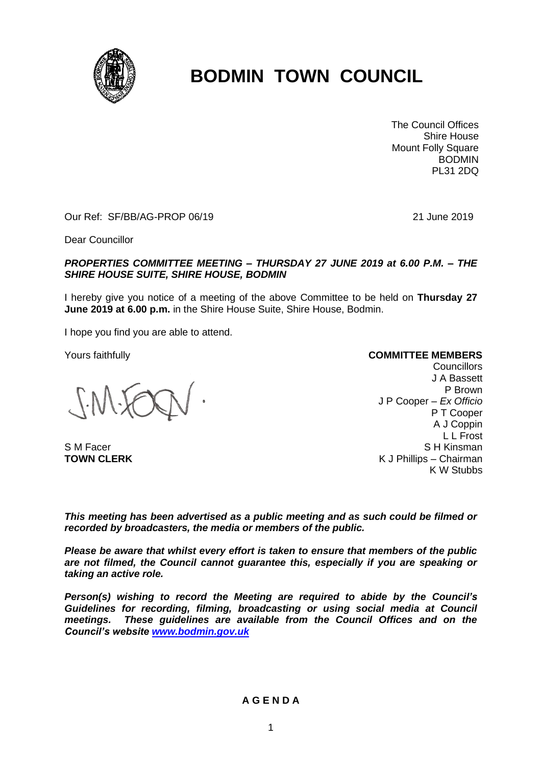# BODMIN TOWN COUNCIL

The Council Offices
Shire House
Mount Folly Square
BODMIN
PL31 2DQ

Our Ref: SF/BB/AG-PROP 06/19

21 June 2019

Dear Councillor

***PROPERTIES COMMITTEE MEETING – THURSDAY 27 JUNE 2019 at 6.00 P.M. – THE SHIRE HOUSE SUITE, SHIRE HOUSE, BODMIN***

I hereby give you notice of a meeting of the above Committee to be held on **Thursday 27 June 2019 at 6.00 p.m.** in the Shire House Suite, Shire House, Bodmin.

I hope you find you are able to attend.

Yours faithfully

S M Facer
**TOWN CLERK**

**COMMITTEE MEMBERS**
Councillors
J A Bassett
P Brown
J P Cooper – *Ex Officio*
P T Cooper
A J Coppin
L L Frost
S H Kinsman
K J Phillips – Chairman
K W Stubbs

***This meeting has been advertised as a public meeting and as such could be filmed or recorded by broadcasters, the media or members of the public.***

***Please be aware that whilst every effort is taken to ensure that members of the public are not filmed, the Council cannot guarantee this, especially if you are speaking or taking an active role.***

***Person(s) wishing to record the Meeting are required to abide by the Council's Guidelines for recording, filming, broadcasting or using social media at Council meetings. These guidelines are available from the Council Offices and on the Council's website [www.bodmin.gov.uk](http://www.bodmin.gov.uk)***

**A G E N D A**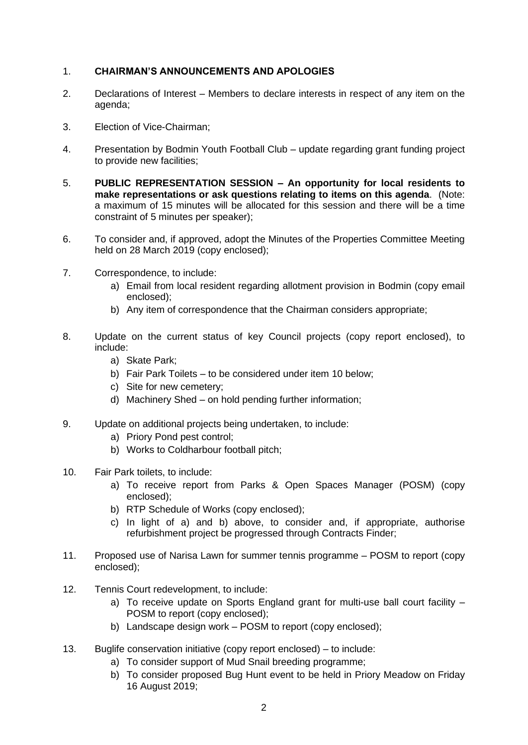1. **CHAIRMAN'S ANNOUNCEMENTS AND APOLOGIES**

2. Declarations of Interest – Members to declare interests in respect of any item on the agenda;

3. Election of Vice-Chairman;

4. Presentation by Bodmin Youth Football Club – update regarding grant funding project to provide new facilities;

5. **PUBLIC REPRESENTATION SESSION – An opportunity for local residents to make representations or ask questions relating to items on this agenda**. (Note: a maximum of 15 minutes will be allocated for this session and there will be a time constraint of 5 minutes per speaker);

6. To consider and, if approved, adopt the Minutes of the Properties Committee Meeting held on 28 March 2019 (copy enclosed);

7. Correspondence, to include:
   a) Email from local resident regarding allotment provision in Bodmin (copy email enclosed);
   b) Any item of correspondence that the Chairman considers appropriate;

8. Update on the current status of key Council projects (copy report enclosed), to include:
   a) Skate Park;
   b) Fair Park Toilets – to be considered under item 10 below;
   c) Site for new cemetery;
   d) Machinery Shed – on hold pending further information;

9. Update on additional projects being undertaken, to include:
   a) Priory Pond pest control;
   b) Works to Coldharbour football pitch;

10. Fair Park toilets, to include:
    a) To receive report from Parks & Open Spaces Manager (POSM) (copy enclosed);
    b) RTP Schedule of Works (copy enclosed);
    c) In light of a) and b) above, to consider and, if appropriate, authorise refurbishment project be progressed through Contracts Finder;

11. Proposed use of Narisa Lawn for summer tennis programme – POSM to report (copy enclosed);

12. Tennis Court redevelopment, to include:
    a) To receive update on Sports England grant for multi-use ball court facility – POSM to report (copy enclosed);
    b) Landscape design work – POSM to report (copy enclosed);

13. Buglife conservation initiative (copy report enclosed) – to include:
    a) To consider support of Mud Snail breeding programme;
    b) To consider proposed Bug Hunt event to be held in Priory Meadow on Friday 16 August 2019;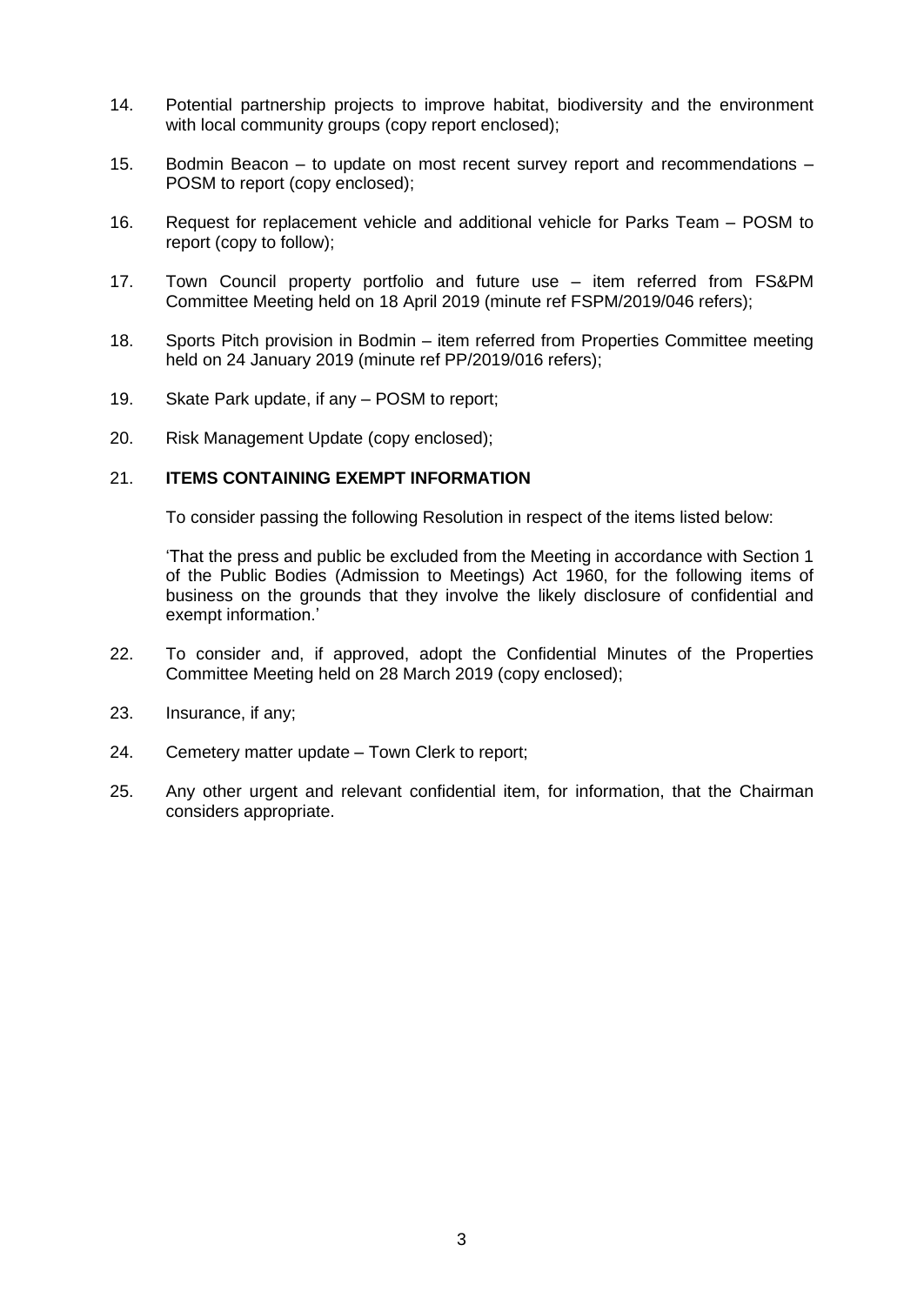14. Potential partnership projects to improve habitat, biodiversity and the environment with local community groups (copy report enclosed);

15. Bodmin Beacon – to update on most recent survey report and recommendations – POSM to report (copy enclosed);

16. Request for replacement vehicle and additional vehicle for Parks Team – POSM to report (copy to follow);

17. Town Council property portfolio and future use – item referred from FS&PM Committee Meeting held on 18 April 2019 (minute ref FSPM/2019/046 refers);

18. Sports Pitch provision in Bodmin – item referred from Properties Committee meeting held on 24 January 2019 (minute ref PP/2019/016 refers);

19. Skate Park update, if any – POSM to report;

20. Risk Management Update (copy enclosed);

21. **ITEMS CONTAINING EXEMPT INFORMATION**

    To consider passing the following Resolution in respect of the items listed below:

    'That the press and public be excluded from the Meeting in accordance with Section 1 of the Public Bodies (Admission to Meetings) Act 1960, for the following items of business on the grounds that they involve the likely disclosure of confidential and exempt information.'

22. To consider and, if approved, adopt the Confidential Minutes of the Properties Committee Meeting held on 28 March 2019 (copy enclosed);

23. Insurance, if any;

24. Cemetery matter update – Town Clerk to report;

25. Any other urgent and relevant confidential item, for information, that the Chairman considers appropriate.